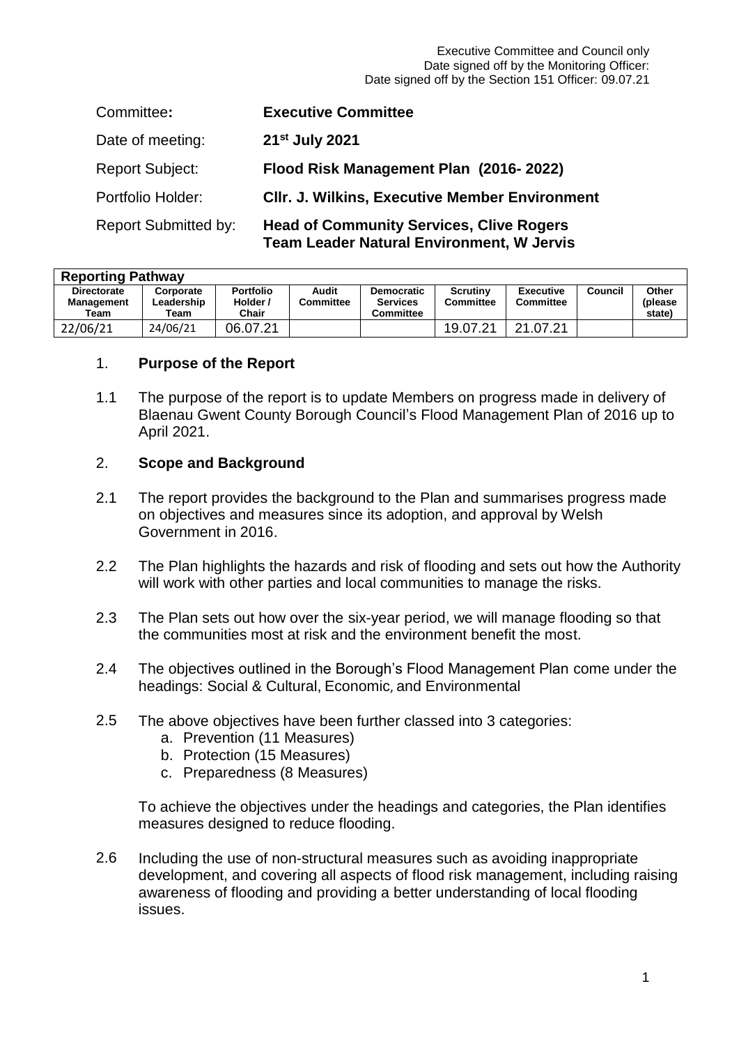Executive Committee and Council only
Date signed off by the Monitoring Officer:
Date signed off by the Section 151 Officer: 09.07.21

| | |
|---|---|
| Committee**:** | **Executive Committee** |
| Date of meeting: | **21st July 2021** |
| Report Subject: | **Flood Risk Management Plan (2016- 2022)** |
| Portfolio Holder: | **Cllr. J. Wilkins, Executive Member Environment** |
| Report Submitted by: | **Head of Community Services, Clive Rogers**<br>**Team Leader Natural Environment, W Jervis** |

| **Reporting Pathway** | | | | | | | | |
|---|---|---|---|---|---|---|---|---|
| **Directorate Management Team** | **Corporate Leadership Team** | **Portfolio Holder / Chair** | **Audit Committee** | **Democratic Services Committee** | **Scrutiny Committee** | **Executive Committee** | **Council** | **Other (please state)** |
| 22/06/21 | 24/06/21 | 06.07.21 | | | 19.07.21 | 21.07.21 | | |

## 1. Purpose of the Report

1.1 The purpose of the report is to update Members on progress made in delivery of Blaenau Gwent County Borough Council's Flood Management Plan of 2016 up to April 2021.

## 2. Scope and Background

2.1 The report provides the background to the Plan and summarises progress made on objectives and measures since its adoption, and approval by Welsh Government in 2016.

2.2 The Plan highlights the hazards and risk of flooding and sets out how the Authority will work with other parties and local communities to manage the risks.

2.3 The Plan sets out how over the six-year period, we will manage flooding so that the communities most at risk and the environment benefit the most.

2.4 The objectives outlined in the Borough's Flood Management Plan come under the headings: Social & Cultural, Economic, and Environmental

2.5 The above objectives have been further classed into 3 categories:

a. Prevention (11 Measures)
b. Protection (15 Measures)
c. Preparedness (8 Measures)

To achieve the objectives under the headings and categories, the Plan identifies measures designed to reduce flooding.

2.6 Including the use of non-structural measures such as avoiding inappropriate development, and covering all aspects of flood risk management, including raising awareness of flooding and providing a better understanding of local flooding issues.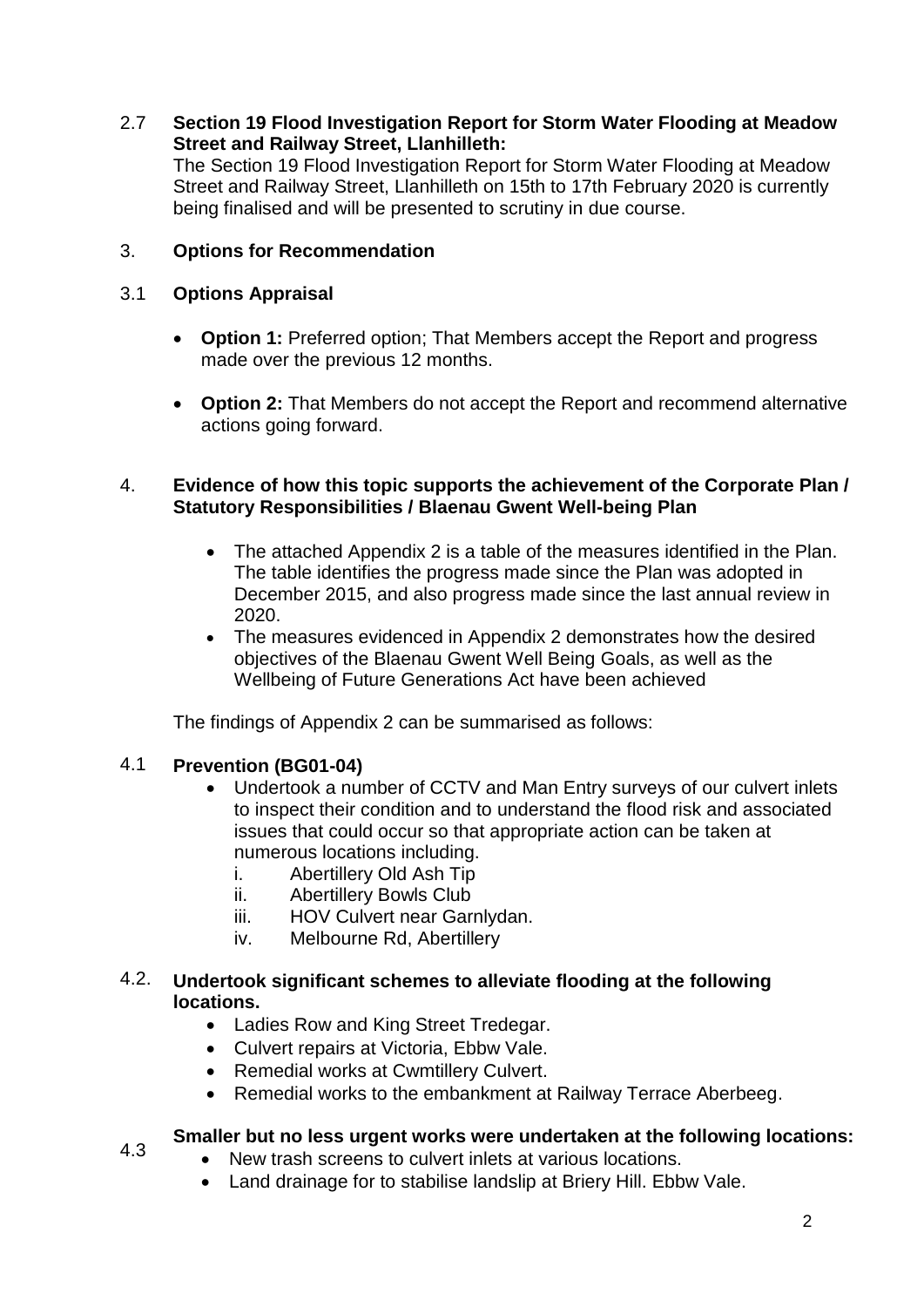## 2.7 Section 19 Flood Investigation Report for Storm Water Flooding at Meadow Street and Railway Street, Llanhilleth:

The Section 19 Flood Investigation Report for Storm Water Flooding at Meadow Street and Railway Street, Llanhilleth on 15th to 17th February 2020 is currently being finalised and will be presented to scrutiny in due course.

## 3. Options for Recommendation

### 3.1 Options Appraisal

- **Option 1:** Preferred option; That Members accept the Report and progress made over the previous 12 months.
- **Option 2:** That Members do not accept the Report and recommend alternative actions going forward.

## 4. Evidence of how this topic supports the achievement of the Corporate Plan / Statutory Responsibilities / Blaenau Gwent Well-being Plan

- The attached Appendix 2 is a table of the measures identified in the Plan. The table identifies the progress made since the Plan was adopted in December 2015, and also progress made since the last annual review in 2020.
- The measures evidenced in Appendix 2 demonstrates how the desired objectives of the Blaenau Gwent Well Being Goals, as well as the Wellbeing of Future Generations Act have been achieved

The findings of Appendix 2 can be summarised as follows:

### 4.1 Prevention (BG01-04)

- Undertook a number of CCTV and Man Entry surveys of our culvert inlets to inspect their condition and to understand the flood risk and associated issues that could occur so that appropriate action can be taken at numerous locations including.
  i. Abertillery Old Ash Tip
  ii. Abertillery Bowls Club
  iii. HOV Culvert near Garnlydan.
  iv. Melbourne Rd, Abertillery

### 4.2. Undertook significant schemes to alleviate flooding at the following locations.

- Ladies Row and King Street Tredegar.
- Culvert repairs at Victoria, Ebbw Vale.
- Remedial works at Cwmtillery Culvert.
- Remedial works to the embankment at Railway Terrace Aberbeeg.

### 4.3 Smaller but no less urgent works were undertaken at the following locations:

- New trash screens to culvert inlets at various locations.
- Land drainage for to stabilise landslip at Briery Hill. Ebbw Vale.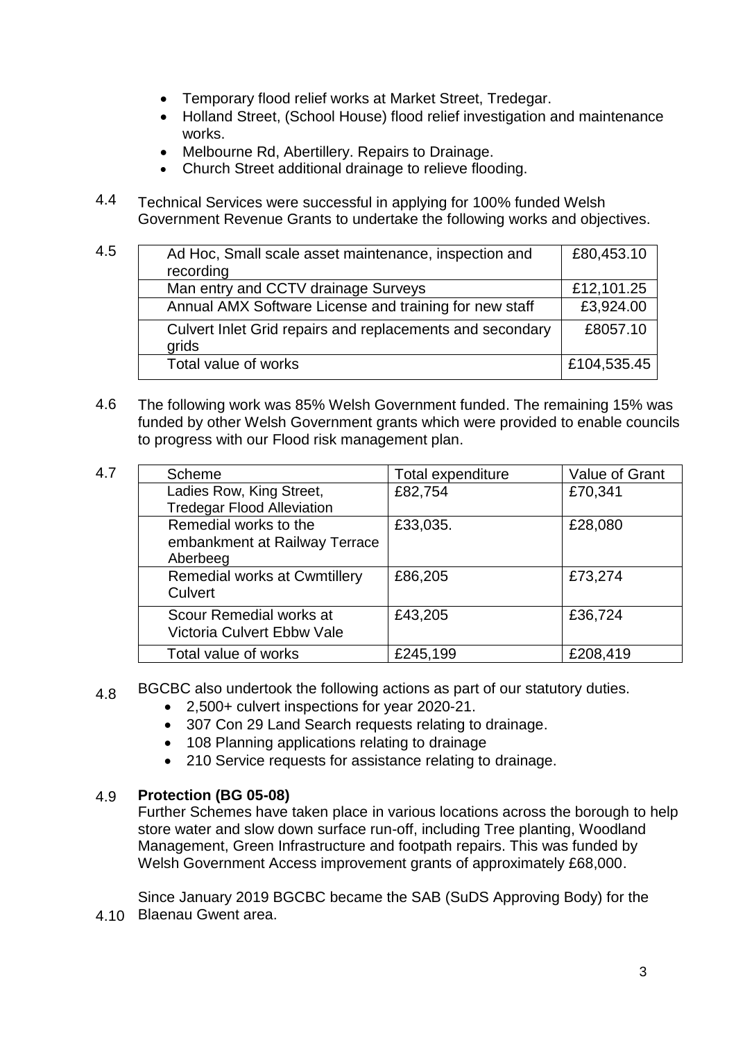- Temporary flood relief works at Market Street, Tredegar.
- Holland Street, (School House) flood relief investigation and maintenance works.
- Melbourne Rd, Abertillery. Repairs to Drainage.
- Church Street additional drainage to relieve flooding.

4.4 Technical Services were successful in applying for 100% funded Welsh Government Revenue Grants to undertake the following works and objectives.

4.5

| | |
|---|---|
| Ad Hoc, Small scale asset maintenance, inspection and recording | £80,453.10 |
| Man entry and CCTV drainage Surveys | £12,101.25 |
| Annual AMX Software License and training for new staff | £3,924.00 |
| Culvert Inlet Grid repairs and replacements and secondary grids | £8057.10 |
| Total value of works | £104,535.45 |

4.6 The following work was 85% Welsh Government funded. The remaining 15% was funded by other Welsh Government grants which were provided to enable councils to progress with our Flood risk management plan.

4.7

| Scheme | Total expenditure | Value of Grant |
|---|---|---|
| Ladies Row, King Street, Tredegar Flood Alleviation | £82,754 | £70,341 |
| Remedial works to the embankment at Railway Terrace Aberbeeg | £33,035. | £28,080 |
| Remedial works at Cwmtillery Culvert | £86,205 | £73,274 |
| Scour Remedial works at Victoria Culvert Ebbw Vale | £43,205 | £36,724 |
| Total value of works | £245,199 | £208,419 |

4.8 BGCBC also undertook the following actions as part of our statutory duties.

- 2,500+ culvert inspections for year 2020-21.
- 307 Con 29 Land Search requests relating to drainage.
- 108 Planning applications relating to drainage
- 210 Service requests for assistance relating to drainage.

4.9 **Protection (BG 05-08)**

Further Schemes have taken place in various locations across the borough to help store water and slow down surface run-off, including Tree planting, Woodland Management, Green Infrastructure and footpath repairs. This was funded by Welsh Government Access improvement grants of approximately £68,000.

4.10 Since January 2019 BGCBC became the SAB (SuDS Approving Body) for the Blaenau Gwent area.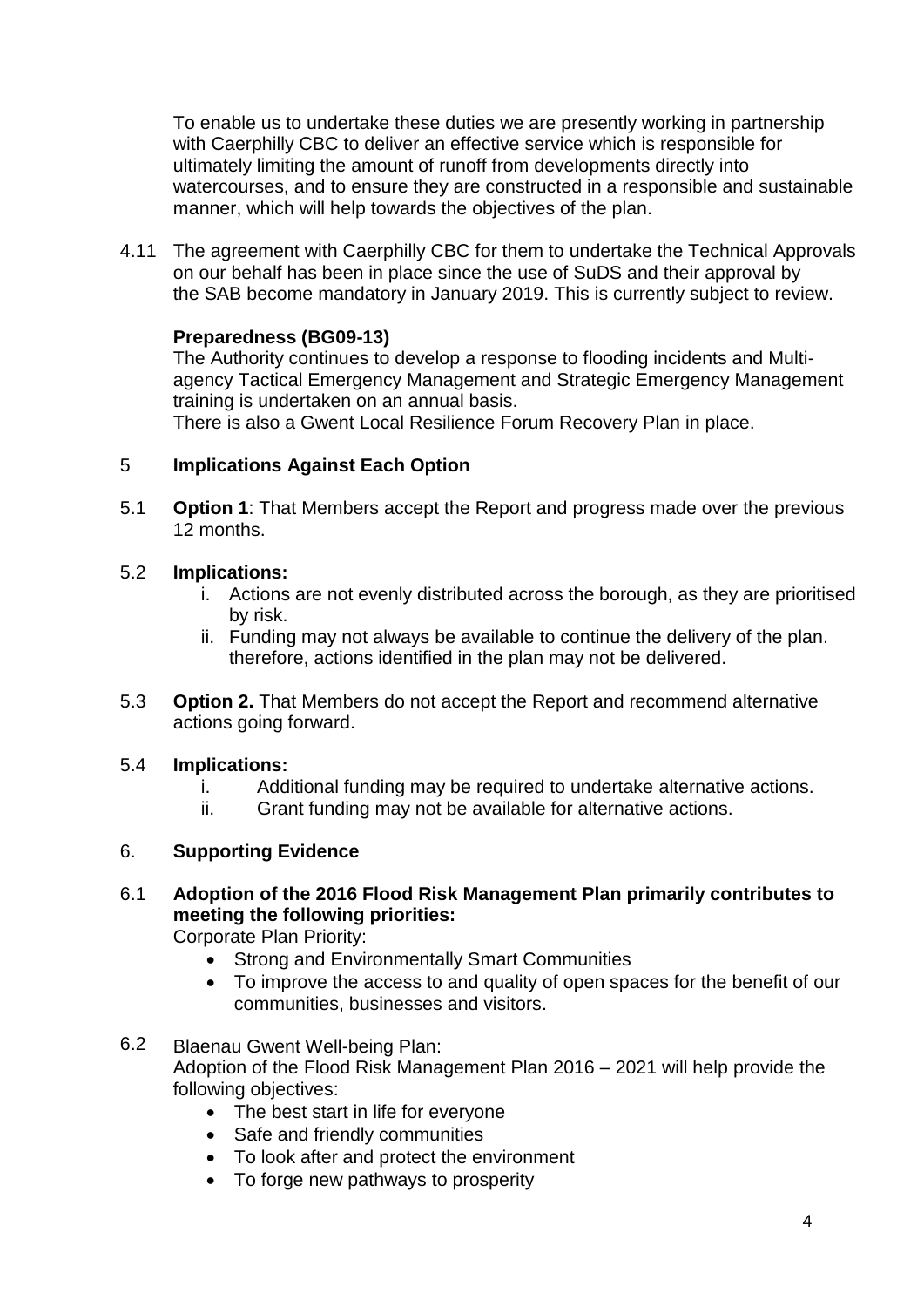To enable us to undertake these duties we are presently working in partnership with Caerphilly CBC to deliver an effective service which is responsible for ultimately limiting the amount of runoff from developments directly into watercourses, and to ensure they are constructed in a responsible and sustainable manner, which will help towards the objectives of the plan.

4.11 The agreement with Caerphilly CBC for them to undertake the Technical Approvals on our behalf has been in place since the use of SuDS and their approval by the SAB become mandatory in January 2019. This is currently subject to review.

**Preparedness (BG09-13)**

The Authority continues to develop a response to flooding incidents and Multi-agency Tactical Emergency Management and Strategic Emergency Management training is undertaken on an annual basis.

There is also a Gwent Local Resilience Forum Recovery Plan in place.

## 5 Implications Against Each Option

5.1 **Option 1**: That Members accept the Report and progress made over the previous 12 months.

5.2 **Implications:**

i. Actions are not evenly distributed across the borough, as they are prioritised by risk.

ii. Funding may not always be available to continue the delivery of the plan. therefore, actions identified in the plan may not be delivered.

5.3 **Option 2.** That Members do not accept the Report and recommend alternative actions going forward.

5.4 **Implications:**

i. Additional funding may be required to undertake alternative actions.

ii. Grant funding may not be available for alternative actions.

## 6. Supporting Evidence

6.1 **Adoption of the 2016 Flood Risk Management Plan primarily contributes to meeting the following priorities:**

Corporate Plan Priority:

- Strong and Environmentally Smart Communities
- To improve the access to and quality of open spaces for the benefit of our communities, businesses and visitors.

6.2 Blaenau Gwent Well-being Plan:

Adoption of the Flood Risk Management Plan 2016 – 2021 will help provide the following objectives:

- The best start in life for everyone
- Safe and friendly communities
- To look after and protect the environment
- To forge new pathways to prosperity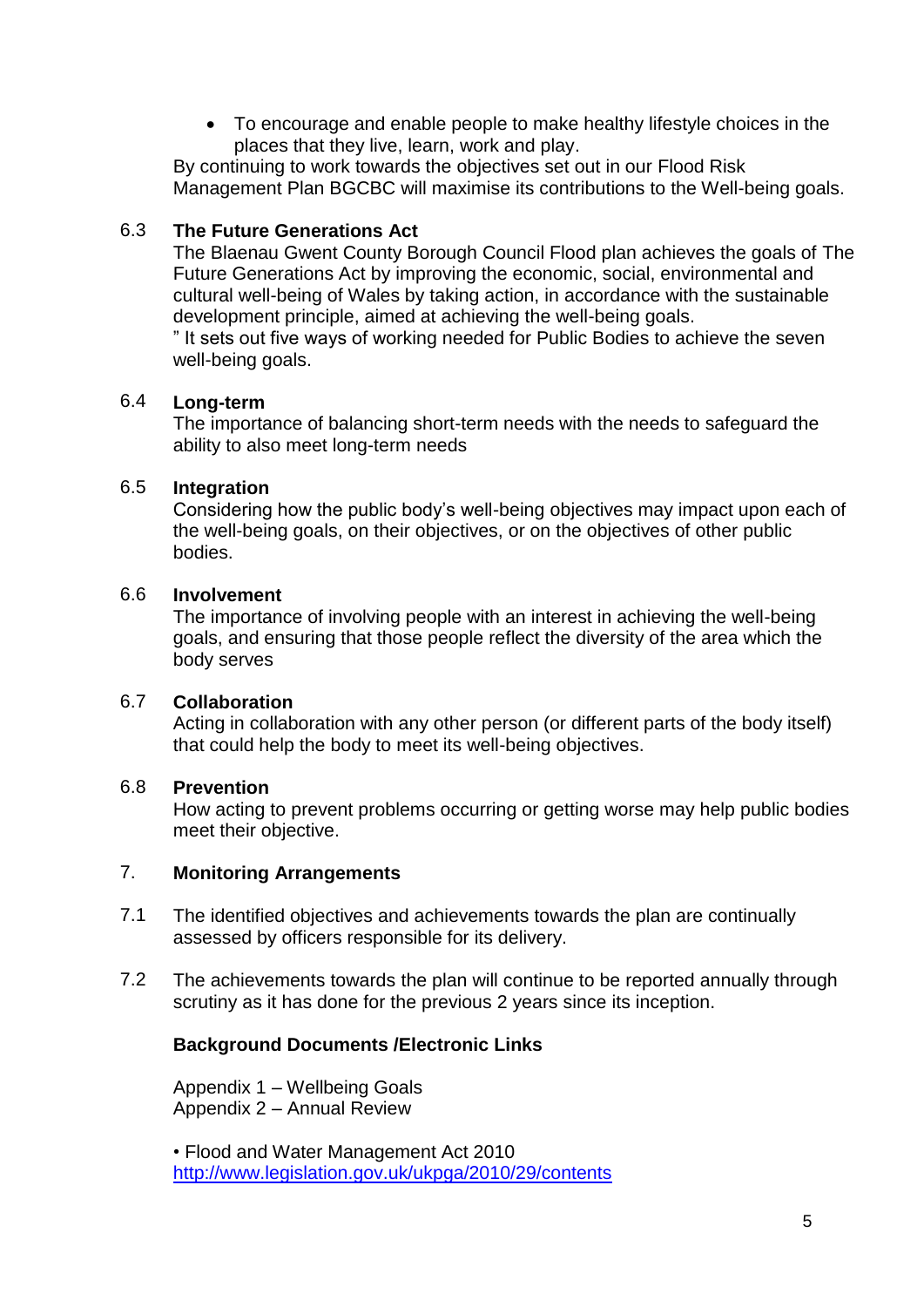- To encourage and enable people to make healthy lifestyle choices in the places that they live, learn, work and play.

By continuing to work towards the objectives set out in our Flood Risk Management Plan BGCBC will maximise its contributions to the Well-being goals.

6.3 **The Future Generations Act**

The Blaenau Gwent County Borough Council Flood plan achieves the goals of The Future Generations Act by improving the economic, social, environmental and cultural well-being of Wales by taking action, in accordance with the sustainable development principle, aimed at achieving the well-being goals.

" It sets out five ways of working needed for Public Bodies to achieve the seven well-being goals.

6.4 **Long-term**

The importance of balancing short-term needs with the needs to safeguard the ability to also meet long-term needs

6.5 **Integration**

Considering how the public body's well-being objectives may impact upon each of the well-being goals, on their objectives, or on the objectives of other public bodies.

6.6 **Involvement**

The importance of involving people with an interest in achieving the well-being goals, and ensuring that those people reflect the diversity of the area which the body serves

6.7 **Collaboration**

Acting in collaboration with any other person (or different parts of the body itself) that could help the body to meet its well-being objectives.

6.8 **Prevention**

How acting to prevent problems occurring or getting worse may help public bodies meet their objective.

## 7. Monitoring Arrangements

7.1 The identified objectives and achievements towards the plan are continually assessed by officers responsible for its delivery.

7.2 The achievements towards the plan will continue to be reported annually through scrutiny as it has done for the previous 2 years since its inception.

**Background Documents /Electronic Links**

Appendix 1 – Wellbeing Goals
Appendix 2 – Annual Review

• Flood and Water Management Act 2010
http://www.legislation.gov.uk/ukpga/2010/29/contents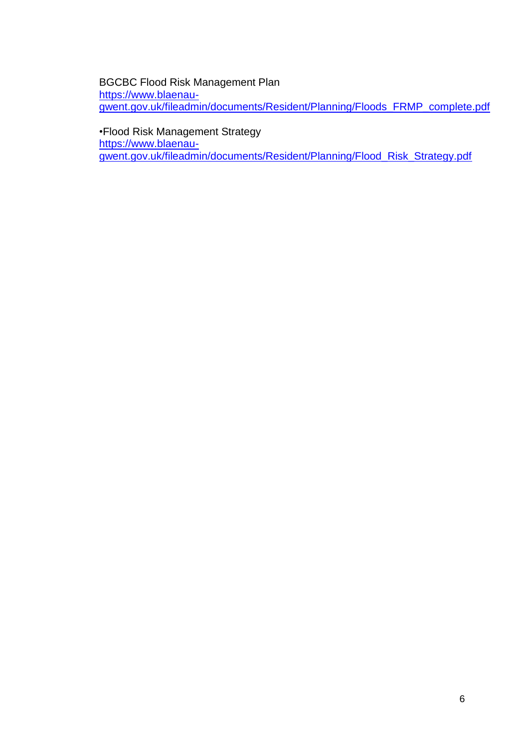BGCBC Flood Risk Management Plan
https://www.blaenau-gwent.gov.uk/fileadmin/documents/Resident/Planning/Floods_FRMP_complete.pdf

•Flood Risk Management Strategy
https://www.blaenau-gwent.gov.uk/fileadmin/documents/Resident/Planning/Flood_Risk_Strategy.pdf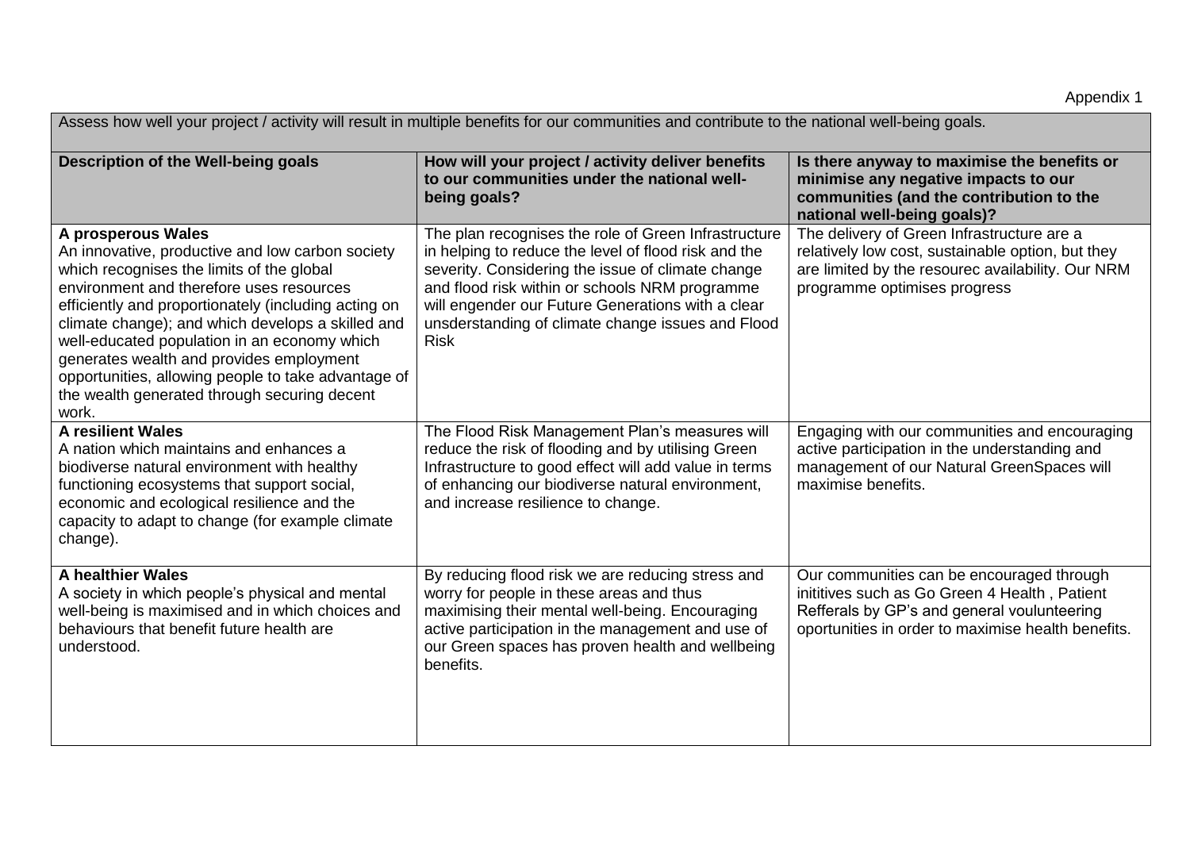Appendix 1

| Assess how well your project / activity will result in multiple benefits for our communities and contribute to the national well-being goals. | | |
|---|---|---|
| **Description of the Well-being goals** | **How will your project / activity deliver benefits to our communities under the national well-being goals?** | **Is there anyway to maximise the benefits or minimise any negative impacts to our communities (and the contribution to the national well-being goals)?** |
| **A prosperous Wales**<br>An innovative, productive and low carbon society which recognises the limits of the global environment and therefore uses resources efficiently and proportionately (including acting on climate change); and which develops a skilled and well-educated population in an economy which generates wealth and provides employment opportunities, allowing people to take advantage of the wealth generated through securing decent work. | The plan recognises the role of Green Infrastructure in helping to reduce the level of flood risk and the severity. Considering the issue of climate change and flood risk within or schools NRM programme will engender our Future Generations with a clear unsderstanding of climate change issues and Flood Risk | The delivery of Green Infrastructure are a relatively low cost, sustainable option, but they are limited by the resourec availability. Our NRM programme optimises progress |
| **A resilient Wales**<br>A nation which maintains and enhances a biodiverse natural environment with healthy functioning ecosystems that support social, economic and ecological resilience and the capacity to adapt to change (for example climate change). | The Flood Risk Management Plan's measures will reduce the risk of flooding and by utilising Green Infrastructure to good effect will add value in terms of enhancing our biodiverse natural environment, and increase resilience to change. | Engaging with our communities and encouraging active participation in the understanding and management of our Natural GreenSpaces will maximise benefits. |
| **A healthier Wales**<br>A society in which people's physical and mental well-being is maximised and in which choices and behaviours that benefit future health are understood. | By reducing flood risk we are reducing stress and worry for people in these areas and thus maximising their mental well-being. Encouraging active participation in the management and use of our Green spaces has proven health and wellbeing benefits. | Our communities can be encouraged through inititives such as Go Green 4 Health , Patient Refferals by GP's and general voulunteering oportunities in order to maximise health benefits. |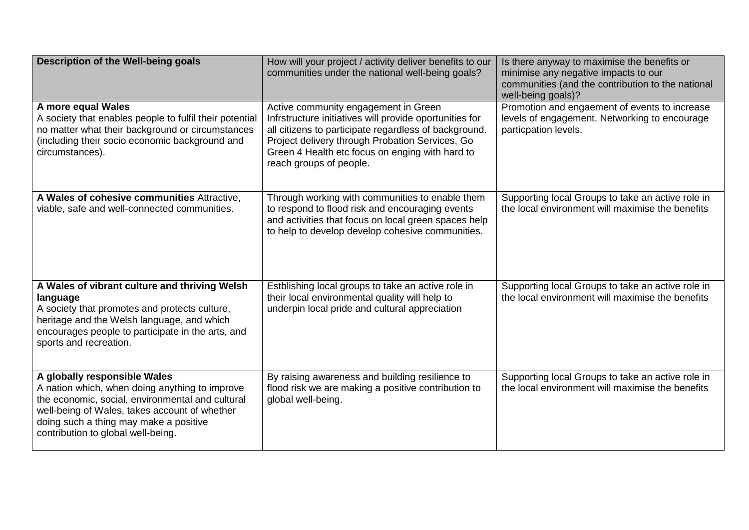| **Description of the Well-being goals** | How will your project / activity deliver benefits to our communities under the national well-being goals? | Is there anyway to maximise the benefits or minimise any negative impacts to our communities (and the contribution to the national well-being goals)? |
|---|---|---|
| **A more equal Wales**<br>A society that enables people to fulfil their potential no matter what their background or circumstances (including their socio economic background and circumstances). | Active community engagement in Green Infrstructure initiatives will provide oportunities for all citizens to participate regardless of background. Project delivery through Probation Services, Go Green 4 Health etc focus on enging with hard to reach groups of people. | Promotion and engaement of events to increase levels of engagement. Networking to encourage particpation levels. |
| **A Wales of cohesive communities** Attractive, viable, safe and well-connected communities. | Through working with communities to enable them to respond to flood risk and encouraging events and activities that focus on local green spaces help to help to develop develop cohesive communities. | Supporting local Groups to take an active role in the local environment will maximise the benefits |
| **A Wales of vibrant culture and thriving Welsh language**<br>A society that promotes and protects culture, heritage and the Welsh language, and which encourages people to participate in the arts, and sports and recreation. | Estblishing local groups to take an active role in their local environmental quality will help to underpin local pride and cultural appreciation | Supporting local Groups to take an active role in the local environment will maximise the benefits |
| **A globally responsible Wales**<br>A nation which, when doing anything to improve the economic, social, environmental and cultural well-being of Wales, takes account of whether doing such a thing may make a positive contribution to global well-being. | By raising awareness and building resilience to flood risk we are making a positive contribution to global well-being. | Supporting local Groups to take an active role in the local environment will maximise the benefits |